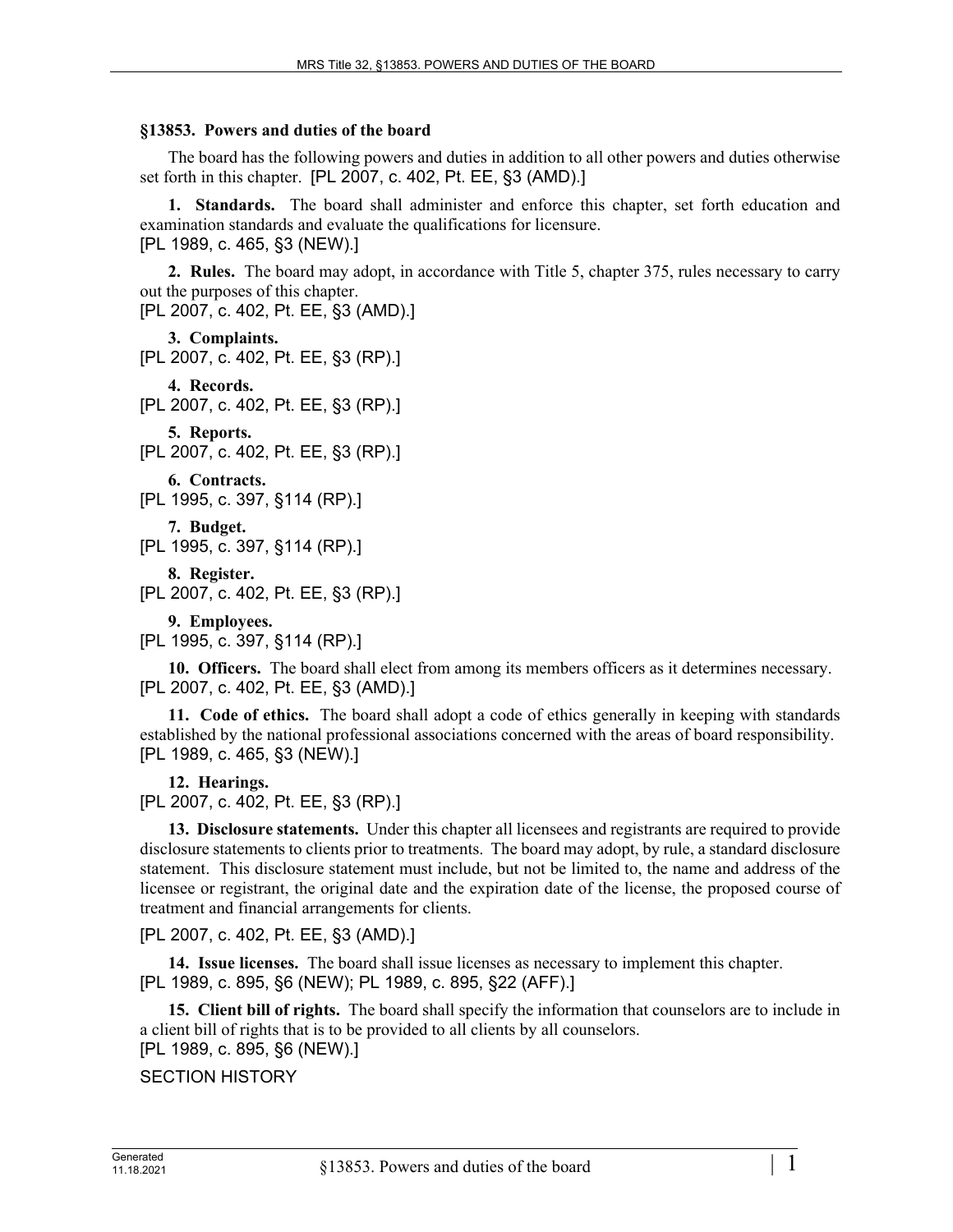### §13853. Powers and duties of the board

The board has the following powers and duties in addition to all other powers and duties otherwise set forth in this chapter. [PL 2007, c. 402, Pt. EE, §3 (AMD).]

**1. Standards.** The board shall administer and enforce this chapter, set forth education and examination standards and evaluate the qualifications for licensure.
[PL 1989, c. 465, §3 (NEW).]

**2. Rules.** The board may adopt, in accordance with Title 5, chapter 375, rules necessary to carry out the purposes of this chapter.
[PL 2007, c. 402, Pt. EE, §3 (AMD).]

**3. Complaints.**
[PL 2007, c. 402, Pt. EE, §3 (RP).]

**4. Records.**
[PL 2007, c. 402, Pt. EE, §3 (RP).]

**5. Reports.**
[PL 2007, c. 402, Pt. EE, §3 (RP).]

**6. Contracts.**
[PL 1995, c. 397, §114 (RP).]

**7. Budget.**
[PL 1995, c. 397, §114 (RP).]

**8. Register.**
[PL 2007, c. 402, Pt. EE, §3 (RP).]

**9. Employees.**
[PL 1995, c. 397, §114 (RP).]

**10. Officers.** The board shall elect from among its members officers as it determines necessary.
[PL 2007, c. 402, Pt. EE, §3 (AMD).]

**11. Code of ethics.** The board shall adopt a code of ethics generally in keeping with standards established by the national professional associations concerned with the areas of board responsibility.
[PL 1989, c. 465, §3 (NEW).]

**12. Hearings.**
[PL 2007, c. 402, Pt. EE, §3 (RP).]

**13. Disclosure statements.** Under this chapter all licensees and registrants are required to provide disclosure statements to clients prior to treatments. The board may adopt, by rule, a standard disclosure statement. This disclosure statement must include, but not be limited to, the name and address of the licensee or registrant, the original date and the expiration date of the license, the proposed course of treatment and financial arrangements for clients.

[PL 2007, c. 402, Pt. EE, §3 (AMD).]

**14. Issue licenses.** The board shall issue licenses as necessary to implement this chapter.
[PL 1989, c. 895, §6 (NEW); PL 1989, c. 895, §22 (AFF).]

**15. Client bill of rights.** The board shall specify the information that counselors are to include in a client bill of rights that is to be provided to all clients by all counselors.
[PL 1989, c. 895, §6 (NEW).]

SECTION HISTORY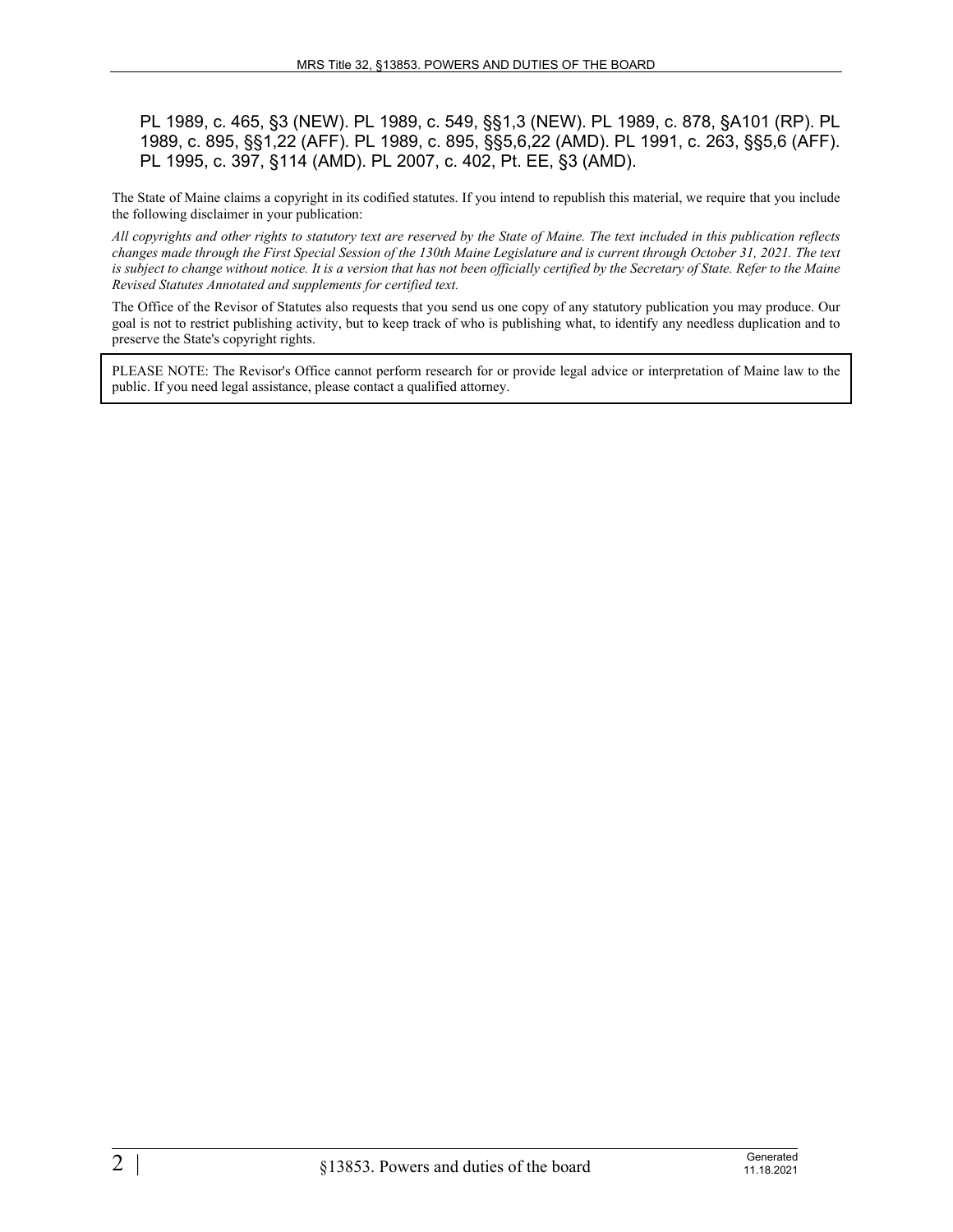PL 1989, c. 465, §3 (NEW). PL 1989, c. 549, §§1,3 (NEW). PL 1989, c. 878, §A101 (RP). PL 1989, c. 895, §§1,22 (AFF). PL 1989, c. 895, §§5,6,22 (AMD). PL 1991, c. 263, §§5,6 (AFF). PL 1995, c. 397, §114 (AMD). PL 2007, c. 402, Pt. EE, §3 (AMD).

The State of Maine claims a copyright in its codified statutes. If you intend to republish this material, we require that you include the following disclaimer in your publication:

*All copyrights and other rights to statutory text are reserved by the State of Maine. The text included in this publication reflects changes made through the First Special Session of the 130th Maine Legislature and is current through October 31, 2021. The text is subject to change without notice. It is a version that has not been officially certified by the Secretary of State. Refer to the Maine Revised Statutes Annotated and supplements for certified text.*

The Office of the Revisor of Statutes also requests that you send us one copy of any statutory publication you may produce. Our goal is not to restrict publishing activity, but to keep track of who is publishing what, to identify any needless duplication and to preserve the State's copyright rights.

PLEASE NOTE: The Revisor's Office cannot perform research for or provide legal advice or interpretation of Maine law to the public. If you need legal assistance, please contact a qualified attorney.